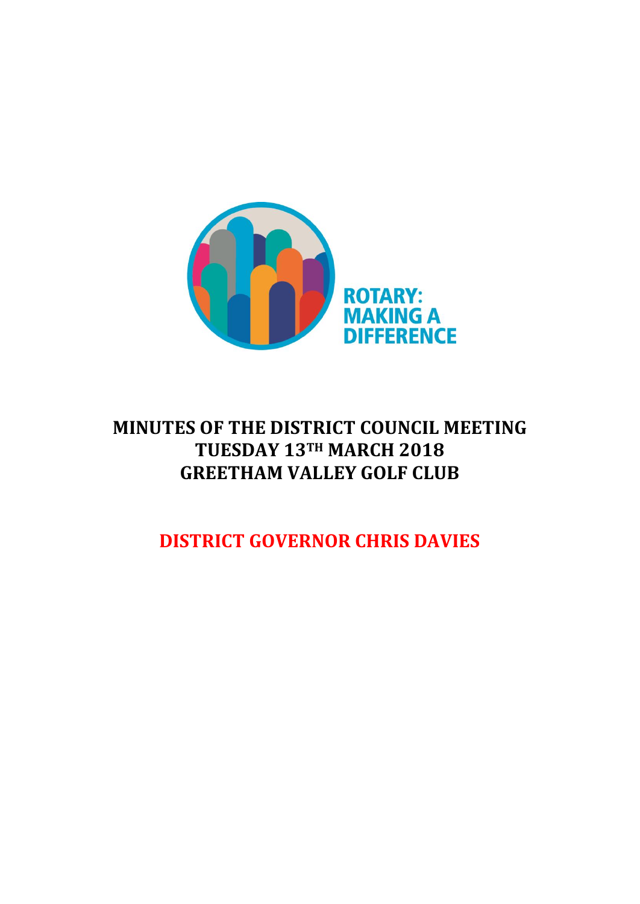ROTARY: MAKING A DIFFERENCE

# MINUTES OF THE DISTRICT COUNCIL MEETING TUESDAY 13TH MARCH 2018 GREETHAM VALLEY GOLF CLUB

## DISTRICT GOVERNOR CHRIS DAVIES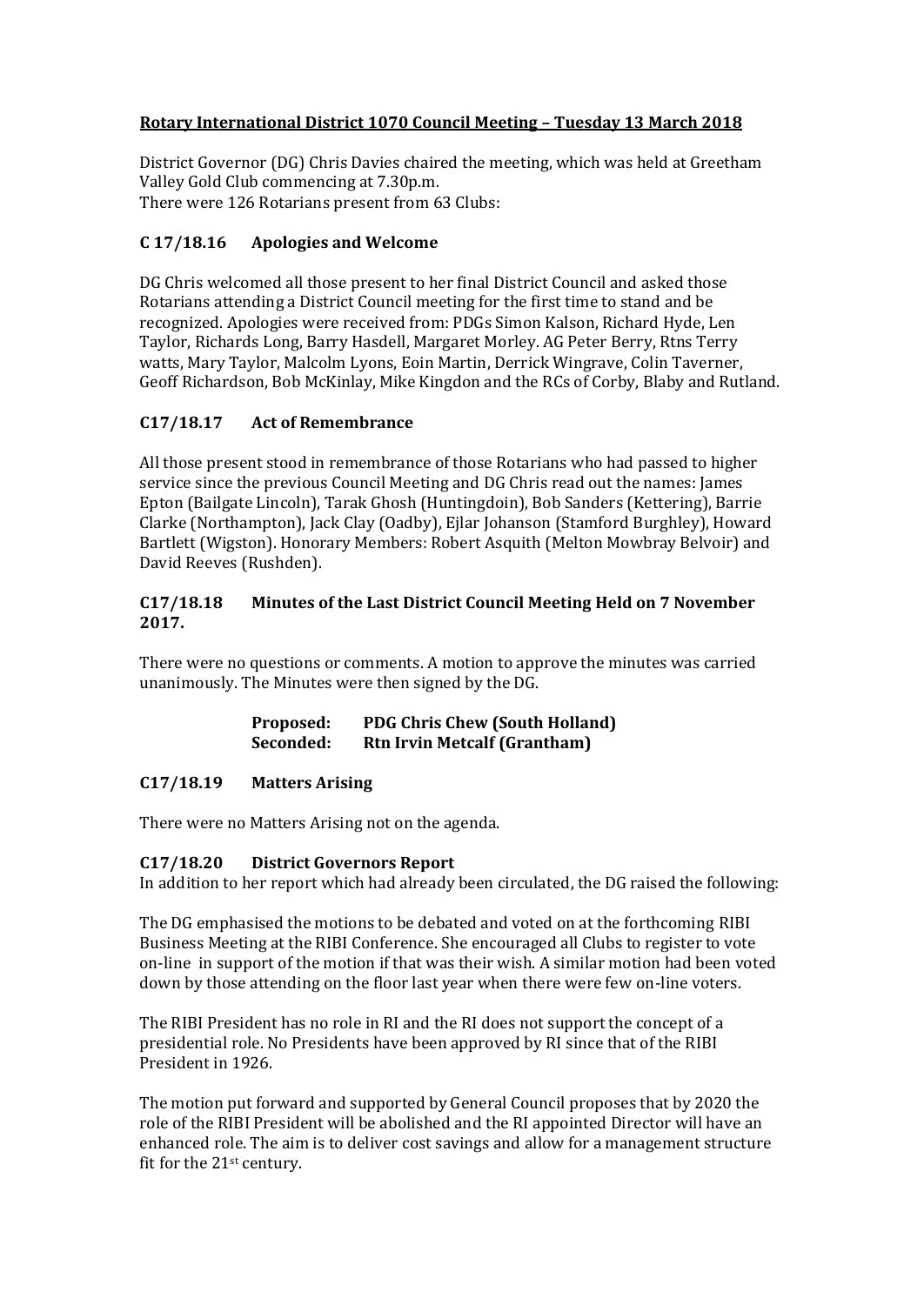**Rotary International District 1070 Council Meeting – Tuesday 13 March 2018**

District Governor (DG) Chris Davies chaired the meeting, which was held at Greetham Valley Gold Club commencing at 7.30p.m.
There were 126 Rotarians present from 63 Clubs:

### C 17/18.16 Apologies and Welcome

DG Chris welcomed all those present to her final District Council and asked those Rotarians attending a District Council meeting for the first time to stand and be recognized. Apologies were received from: PDGs Simon Kalson, Richard Hyde, Len Taylor, Richards Long, Barry Hasdell, Margaret Morley. AG Peter Berry, Rtns Terry watts, Mary Taylor, Malcolm Lyons, Eoin Martin, Derrick Wingrave, Colin Taverner, Geoff Richardson, Bob McKinlay, Mike Kingdon and the RCs of Corby, Blaby and Rutland.

### C17/18.17 Act of Remembrance

All those present stood in remembrance of those Rotarians who had passed to higher service since the previous Council Meeting and DG Chris read out the names: James Epton (Bailgate Lincoln), Tarak Ghosh (Huntingdoin), Bob Sanders (Kettering), Barrie Clarke (Northampton), Jack Clay (Oadby), Ejlar Johanson (Stamford Burghley), Howard Bartlett (Wigston). Honorary Members: Robert Asquith (Melton Mowbray Belvoir) and David Reeves (Rushden).

### C17/18.18 Minutes of the Last District Council Meeting Held on 7 November 2017.

There were no questions or comments. A motion to approve the minutes was carried unanimously. The Minutes were then signed by the DG.

**Proposed: PDG Chris Chew (South Holland)**
**Seconded: Rtn Irvin Metcalf (Grantham)**

### C17/18.19 Matters Arising

There were no Matters Arising not on the agenda.

### C17/18.20 District Governors Report

In addition to her report which had already been circulated, the DG raised the following:

The DG emphasised the motions to be debated and voted on at the forthcoming RIBI Business Meeting at the RIBI Conference. She encouraged all Clubs to register to vote on-line in support of the motion if that was their wish. A similar motion had been voted down by those attending on the floor last year when there were few on-line voters.

The RIBI President has no role in RI and the RI does not support the concept of a presidential role. No Presidents have been approved by RI since that of the RIBI President in 1926.

The motion put forward and supported by General Council proposes that by 2020 the role of the RIBI President will be abolished and the RI appointed Director will have an enhanced role. The aim is to deliver cost savings and allow for a management structure fit for the 21st century.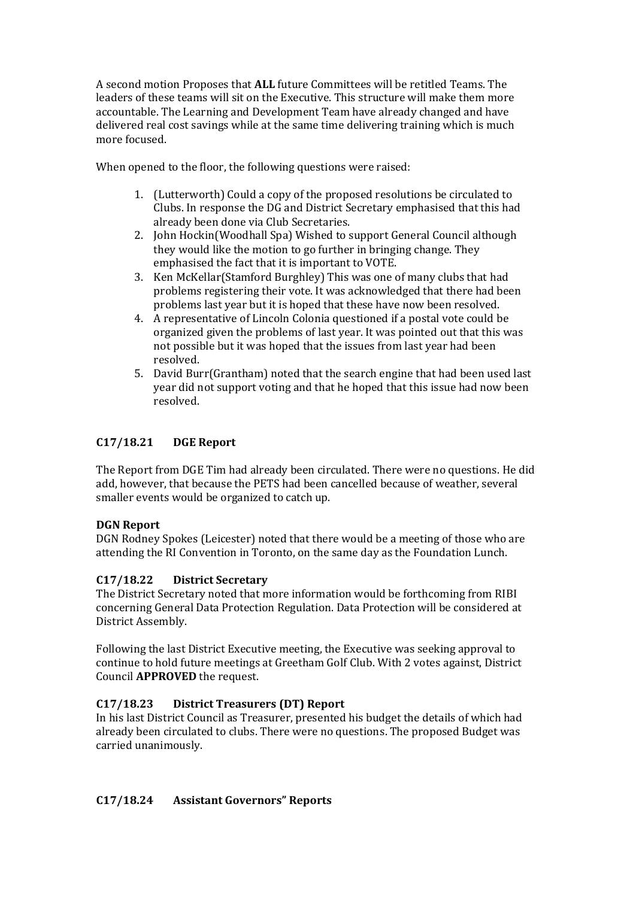A second motion Proposes that **ALL** future Committees will be retitled Teams. The leaders of these teams will sit on the Executive. This structure will make them more accountable. The Learning and Development Team have already changed and have delivered real cost savings while at the same time delivering training which is much more focused.

When opened to the floor, the following questions were raised:

1. (Lutterworth) Could a copy of the proposed resolutions be circulated to Clubs. In response the DG and District Secretary emphasised that this had already been done via Club Secretaries.
2. John Hockin(Woodhall Spa) Wished to support General Council although they would like the motion to go further in bringing change. They emphasised the fact that it is important to VOTE.
3. Ken McKellar(Stamford Burghley) This was one of many clubs that had problems registering their vote. It was acknowledged that there had been problems last year but it is hoped that these have now been resolved.
4. A representative of Lincoln Colonia questioned if a postal vote could be organized given the problems of last year. It was pointed out that this was not possible but it was hoped that the issues from last year had been resolved.
5. David Burr(Grantham) noted that the search engine that had been used last year did not support voting and that he hoped that this issue had now been resolved.

### C17/18.21 DGE Report

The Report from DGE Tim had already been circulated. There were no questions. He did add, however, that because the PETS had been cancelled because of weather, several smaller events would be organized to catch up.

**DGN Report**

DGN Rodney Spokes (Leicester) noted that there would be a meeting of those who are attending the RI Convention in Toronto, on the same day as the Foundation Lunch.

### C17/18.22 District Secretary

The District Secretary noted that more information would be forthcoming from RIBI concerning General Data Protection Regulation. Data Protection will be considered at District Assembly.

Following the last District Executive meeting, the Executive was seeking approval to continue to hold future meetings at Greetham Golf Club. With 2 votes against, District Council **APPROVED** the request.

### C17/18.23 District Treasurers (DT) Report

In his last District Council as Treasurer, presented his budget the details of which had already been circulated to clubs. There were no questions. The proposed Budget was carried unanimously.

### C17/18.24 Assistant Governors" Reports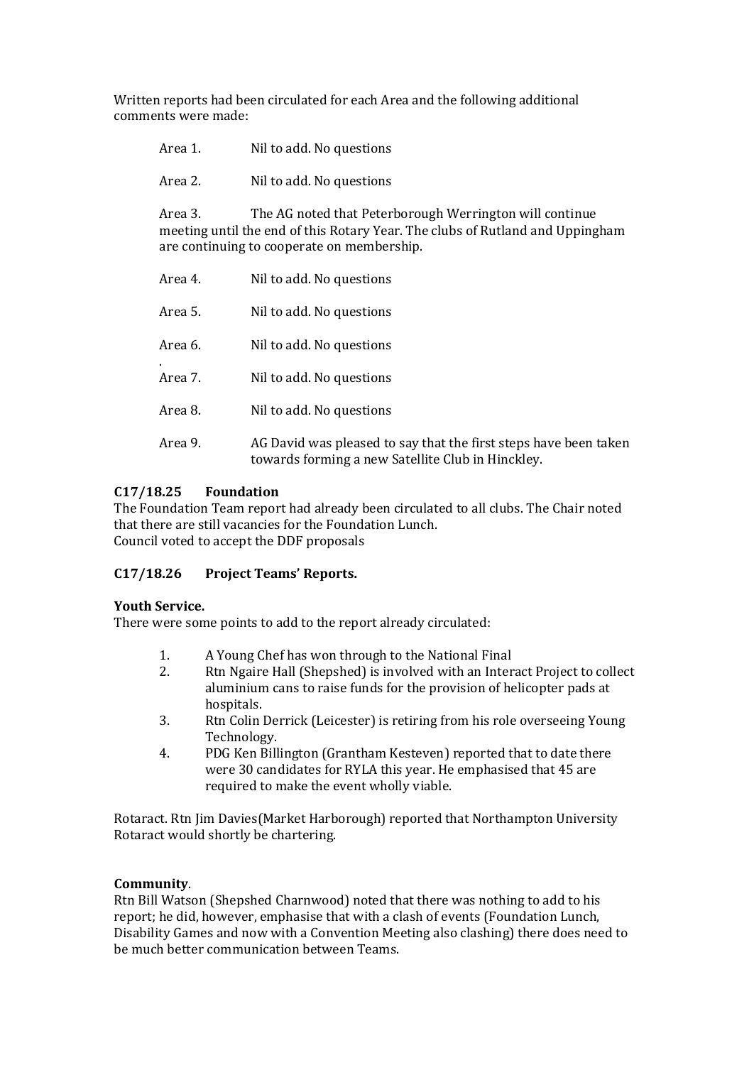Written reports had been circulated for each Area and the following additional comments were made:

Area 1. Nil to add. No questions

Area 2. Nil to add. No questions

Area 3. The AG noted that Peterborough Werrington will continue meeting until the end of this Rotary Year. The clubs of Rutland and Uppingham are continuing to cooperate on membership.

Area 4. Nil to add. No questions

Area 5. Nil to add. No questions

Area 6. Nil to add. No questions

Area 7. Nil to add. No questions

Area 8. Nil to add. No questions

Area 9. AG David was pleased to say that the first steps have been taken towards forming a new Satellite Club in Hinckley.

**C17/18.25 Foundation**

The Foundation Team report had already been circulated to all clubs. The Chair noted that there are still vacancies for the Foundation Lunch.
Council voted to accept the DDF proposals

**C17/18.26 Project Teams' Reports.**

**Youth Service.**

There were some points to add to the report already circulated:

1. A Young Chef has won through to the National Final
2. Rtn Ngaire Hall (Shepshed) is involved with an Interact Project to collect aluminium cans to raise funds for the provision of helicopter pads at hospitals.
3. Rtn Colin Derrick (Leicester) is retiring from his role overseeing Young Technology.
4. PDG Ken Billington (Grantham Kesteven) reported that to date there were 30 candidates for RYLA this year. He emphasised that 45 are required to make the event wholly viable.

Rotaract. Rtn Jim Davies(Market Harborough) reported that Northampton University Rotaract would shortly be chartering.

**Community**.

Rtn Bill Watson (Shepshed Charnwood) noted that there was nothing to add to his report; he did, however, emphasise that with a clash of events (Foundation Lunch, Disability Games and now with a Convention Meeting also clashing) there does need to be much better communication between Teams.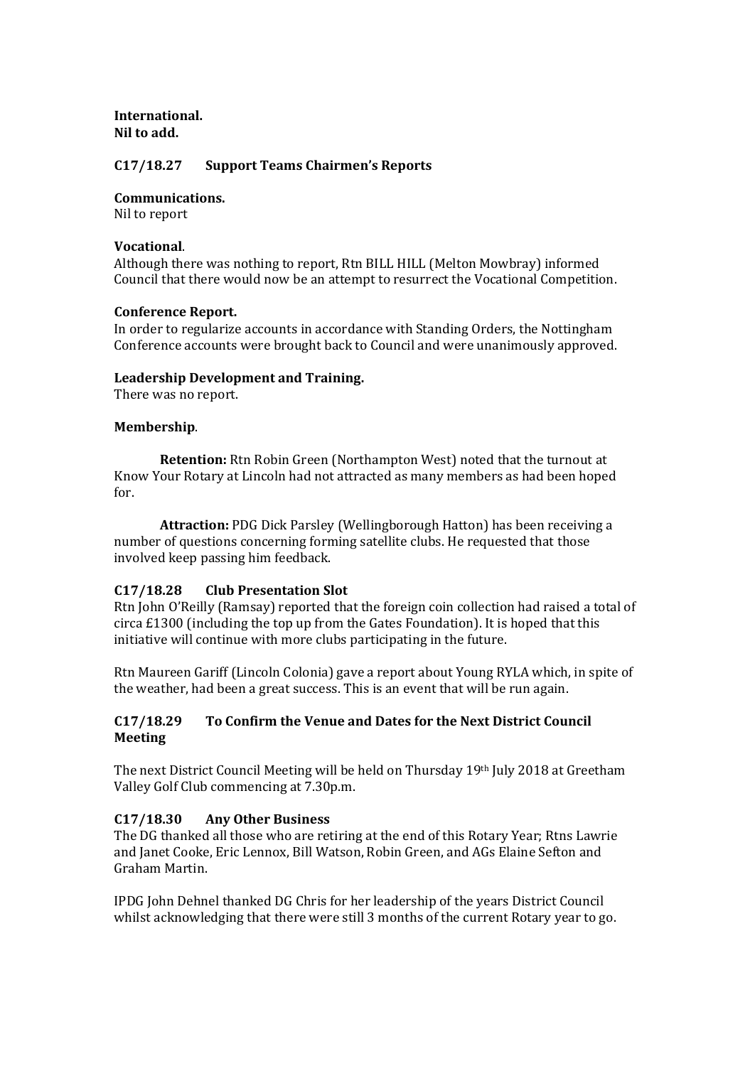**International.**
**Nil to add.**

## C17/18.27 Support Teams Chairmen's Reports

**Communications.**
Nil to report

**Vocational**.
Although there was nothing to report, Rtn BILL HILL (Melton Mowbray) informed Council that there would now be an attempt to resurrect the Vocational Competition.

**Conference Report.**
In order to regularize accounts in accordance with Standing Orders, the Nottingham Conference accounts were brought back to Council and were unanimously approved.

**Leadership Development and Training.**
There was no report.

**Membership**.

**Retention:** Rtn Robin Green (Northampton West) noted that the turnout at Know Your Rotary at Lincoln had not attracted as many members as had been hoped for.

**Attraction:** PDG Dick Parsley (Wellingborough Hatton) has been receiving a number of questions concerning forming satellite clubs. He requested that those involved keep passing him feedback.

## C17/18.28 Club Presentation Slot

Rtn John O'Reilly (Ramsay) reported that the foreign coin collection had raised a total of circa £1300 (including the top up from the Gates Foundation). It is hoped that this initiative will continue with more clubs participating in the future.

Rtn Maureen Gariff (Lincoln Colonia) gave a report about Young RYLA which, in spite of the weather, had been a great success. This is an event that will be run again.

## C17/18.29 To Confirm the Venue and Dates for the Next District Council Meeting

The next District Council Meeting will be held on Thursday 19th July 2018 at Greetham Valley Golf Club commencing at 7.30p.m.

## C17/18.30 Any Other Business

The DG thanked all those who are retiring at the end of this Rotary Year; Rtns Lawrie and Janet Cooke, Eric Lennox, Bill Watson, Robin Green, and AGs Elaine Sefton and Graham Martin.

IPDG John Dehnel thanked DG Chris for her leadership of the years District Council whilst acknowledging that there were still 3 months of the current Rotary year to go.